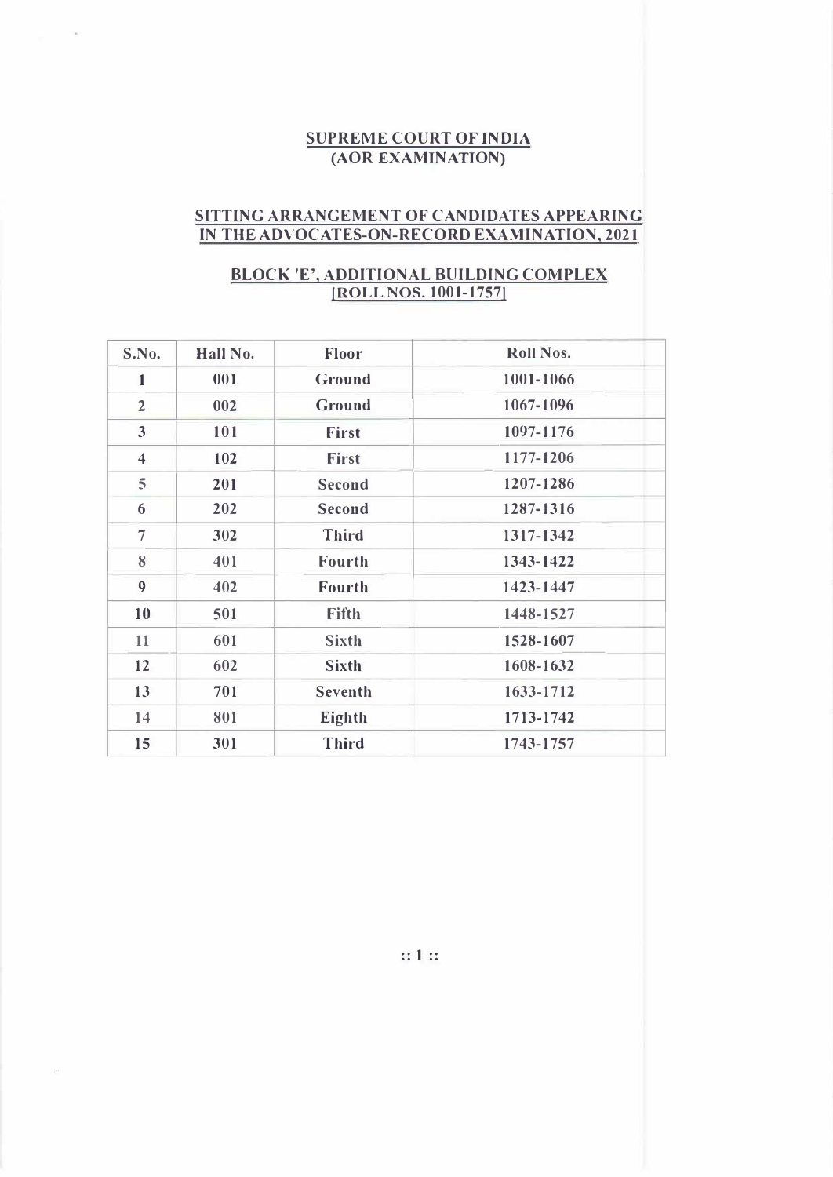## SUPREME COURT OF INDIA
## (AOR EXAMINATION)

### SITTING ARRANGEMENT OF CANDIDATES APPEARING IN THE ADVOCATES-ON-RECORD EXAMINATION, 2021

### BLOCK 'E', ADDITIONAL BUILDING COMPLEX [ROLL NOS. 1001-1757]

| S.No. | Hall No. | Floor | Roll Nos. |
|---|---|---|---|
| 1 | 001 | Ground | 1001-1066 |
| 2 | 002 | Ground | 1067-1096 |
| 3 | 101 | First | 1097-1176 |
| 4 | 102 | First | 1177-1206 |
| 5 | 201 | Second | 1207-1286 |
| 6 | 202 | Second | 1287-1316 |
| 7 | 302 | Third | 1317-1342 |
| 8 | 401 | Fourth | 1343-1422 |
| 9 | 402 | Fourth | 1423-1447 |
| 10 | 501 | Fifth | 1448-1527 |
| 11 | 601 | Sixth | 1528-1607 |
| 12 | 602 | Sixth | 1608-1632 |
| 13 | 701 | Seventh | 1633-1712 |
| 14 | 801 | Eighth | 1713-1742 |
| 15 | 301 | Third | 1743-1757 |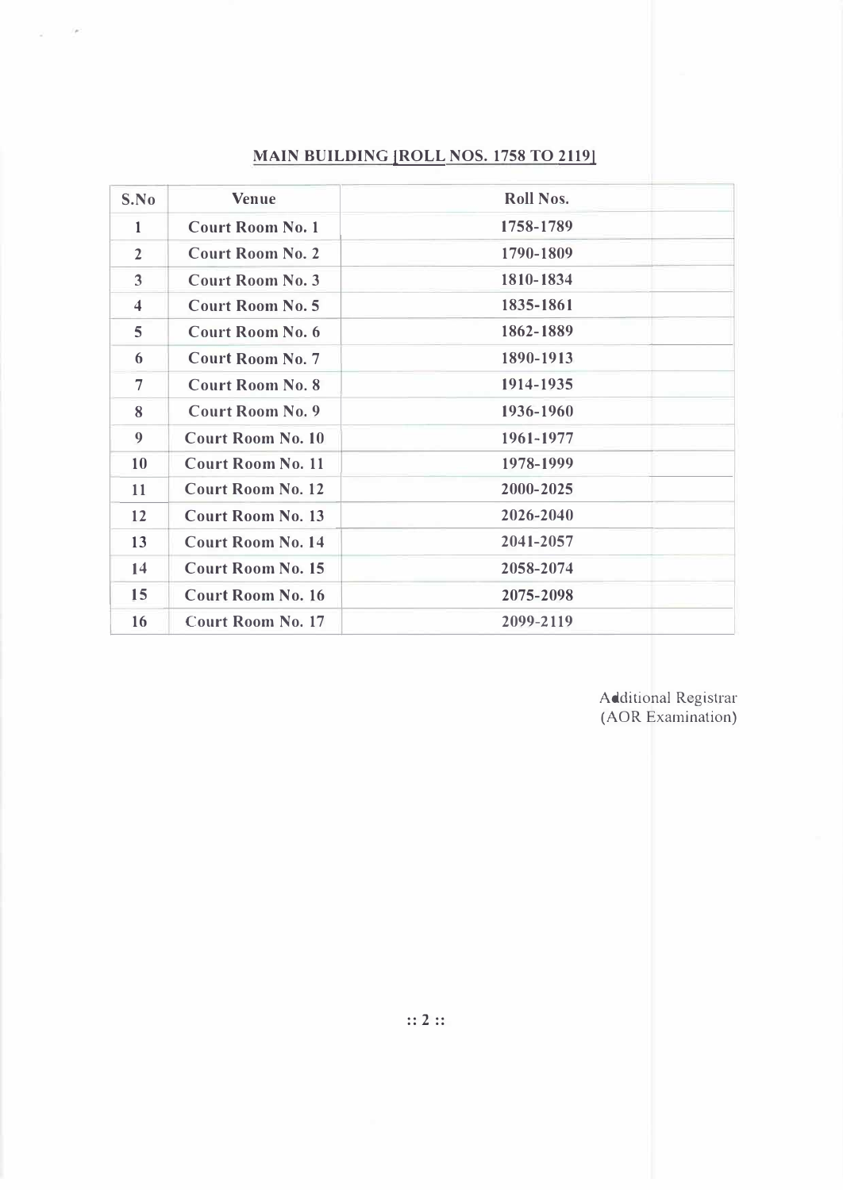**MAIN BUILDING [ROLL NOS. 1758 TO 2119]**

| S.No | Venue | Roll Nos. |
|---|---|---|
| 1 | Court Room No. 1 | 1758-1789 |
| 2 | Court Room No. 2 | 1790-1809 |
| 3 | Court Room No. 3 | 1810-1834 |
| 4 | Court Room No. 5 | 1835-1861 |
| 5 | Court Room No. 6 | 1862-1889 |
| 6 | Court Room No. 7 | 1890-1913 |
| 7 | Court Room No. 8 | 1914-1935 |
| 8 | Court Room No. 9 | 1936-1960 |
| 9 | Court Room No. 10 | 1961-1977 |
| 10 | Court Room No. 11 | 1978-1999 |
| 11 | Court Room No. 12 | 2000-2025 |
| 12 | Court Room No. 13 | 2026-2040 |
| 13 | Court Room No. 14 | 2041-2057 |
| 14 | Court Room No. 15 | 2058-2074 |
| 15 | Court Room No. 16 | 2075-2098 |
| 16 | Court Room No. 17 | 2099-2119 |

Additional Registrar
(AOR Examination)